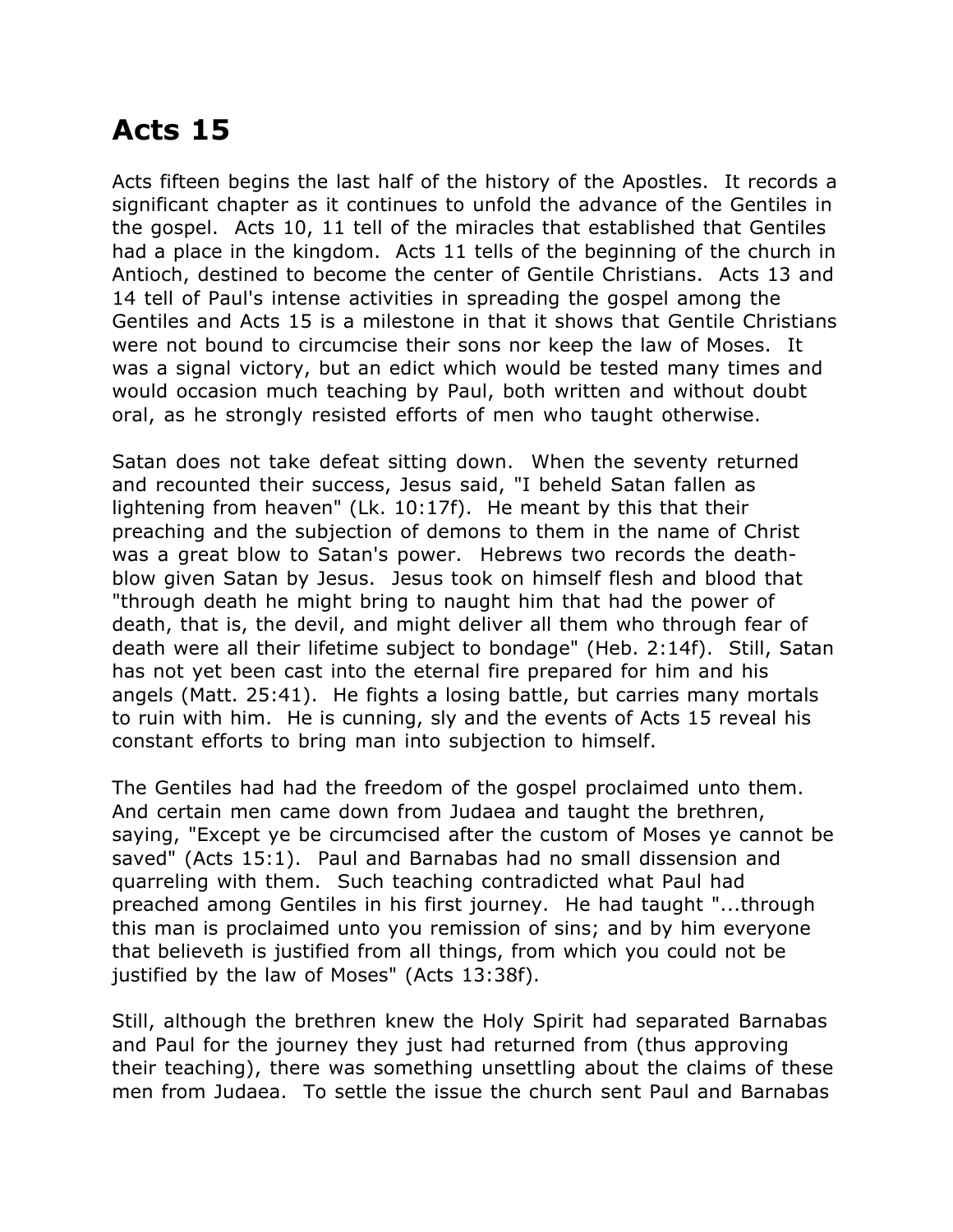# Acts 15

Acts fifteen begins the last half of the history of the Apostles. It records a significant chapter as it continues to unfold the advance of the Gentiles in the gospel. Acts 10, 11 tell of the miracles that established that Gentiles had a place in the kingdom. Acts 11 tells of the beginning of the church in Antioch, destined to become the center of Gentile Christians. Acts 13 and 14 tell of Paul's intense activities in spreading the gospel among the Gentiles and Acts 15 is a milestone in that it shows that Gentile Christians were not bound to circumcise their sons nor keep the law of Moses. It was a signal victory, but an edict which would be tested many times and would occasion much teaching by Paul, both written and without doubt oral, as he strongly resisted efforts of men who taught otherwise.

Satan does not take defeat sitting down. When the seventy returned and recounted their success, Jesus said, "I beheld Satan fallen as lightening from heaven" (Lk. 10:17f). He meant by this that their preaching and the subjection of demons to them in the name of Christ was a great blow to Satan's power. Hebrews two records the death-blow given Satan by Jesus. Jesus took on himself flesh and blood that "through death he might bring to naught him that had the power of death, that is, the devil, and might deliver all them who through fear of death were all their lifetime subject to bondage" (Heb. 2:14f). Still, Satan has not yet been cast into the eternal fire prepared for him and his angels (Matt. 25:41). He fights a losing battle, but carries many mortals to ruin with him. He is cunning, sly and the events of Acts 15 reveal his constant efforts to bring man into subjection to himself.

The Gentiles had had the freedom of the gospel proclaimed unto them. And certain men came down from Judaea and taught the brethren, saying, "Except ye be circumcised after the custom of Moses ye cannot be saved" (Acts 15:1). Paul and Barnabas had no small dissension and quarreling with them. Such teaching contradicted what Paul had preached among Gentiles in his first journey. He had taught "...through this man is proclaimed unto you remission of sins; and by him everyone that believeth is justified from all things, from which you could not be justified by the law of Moses" (Acts 13:38f).

Still, although the brethren knew the Holy Spirit had separated Barnabas and Paul for the journey they just had returned from (thus approving their teaching), there was something unsettling about the claims of these men from Judaea. To settle the issue the church sent Paul and Barnabas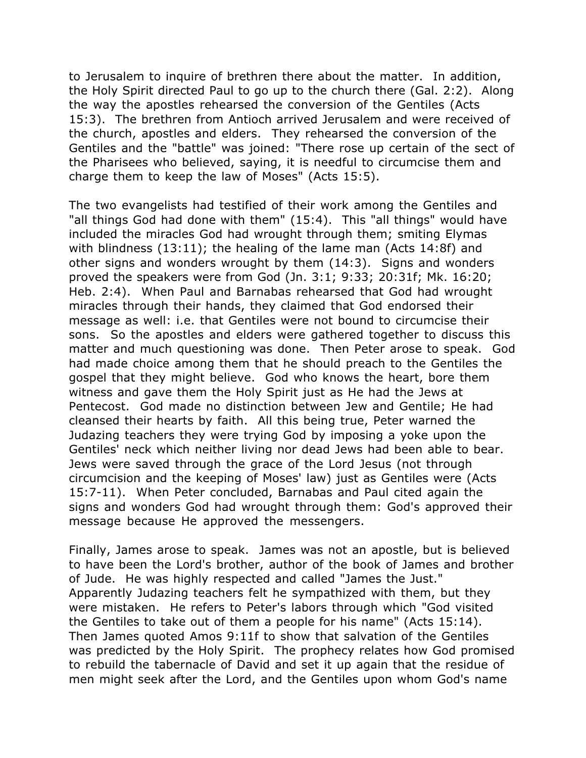to Jerusalem to inquire of brethren there about the matter. In addition, the Holy Spirit directed Paul to go up to the church there (Gal. 2:2). Along the way the apostles rehearsed the conversion of the Gentiles (Acts 15:3). The brethren from Antioch arrived Jerusalem and were received of the church, apostles and elders. They rehearsed the conversion of the Gentiles and the "battle" was joined: "There rose up certain of the sect of the Pharisees who believed, saying, it is needful to circumcise them and charge them to keep the law of Moses" (Acts 15:5).

The two evangelists had testified of their work among the Gentiles and "all things God had done with them" (15:4). This "all things" would have included the miracles God had wrought through them; smiting Elymas with blindness (13:11); the healing of the lame man (Acts 14:8f) and other signs and wonders wrought by them (14:3). Signs and wonders proved the speakers were from God (Jn. 3:1; 9:33; 20:31f; Mk. 16:20; Heb. 2:4). When Paul and Barnabas rehearsed that God had wrought miracles through their hands, they claimed that God endorsed their message as well: i.e. that Gentiles were not bound to circumcise their sons. So the apostles and elders were gathered together to discuss this matter and much questioning was done. Then Peter arose to speak. God had made choice among them that he should preach to the Gentiles the gospel that they might believe. God who knows the heart, bore them witness and gave them the Holy Spirit just as He had the Jews at Pentecost. God made no distinction between Jew and Gentile; He had cleansed their hearts by faith. All this being true, Peter warned the Judazing teachers they were trying God by imposing a yoke upon the Gentiles' neck which neither living nor dead Jews had been able to bear. Jews were saved through the grace of the Lord Jesus (not through circumcision and the keeping of Moses' law) just as Gentiles were (Acts 15:7-11). When Peter concluded, Barnabas and Paul cited again the signs and wonders God had wrought through them: God's approved their message because He approved the messengers.

Finally, James arose to speak. James was not an apostle, but is believed to have been the Lord's brother, author of the book of James and brother of Jude. He was highly respected and called "James the Just." Apparently Judazing teachers felt he sympathized with them, but they were mistaken. He refers to Peter's labors through which "God visited the Gentiles to take out of them a people for his name" (Acts 15:14). Then James quoted Amos 9:11f to show that salvation of the Gentiles was predicted by the Holy Spirit. The prophecy relates how God promised to rebuild the tabernacle of David and set it up again that the residue of men might seek after the Lord, and the Gentiles upon whom God's name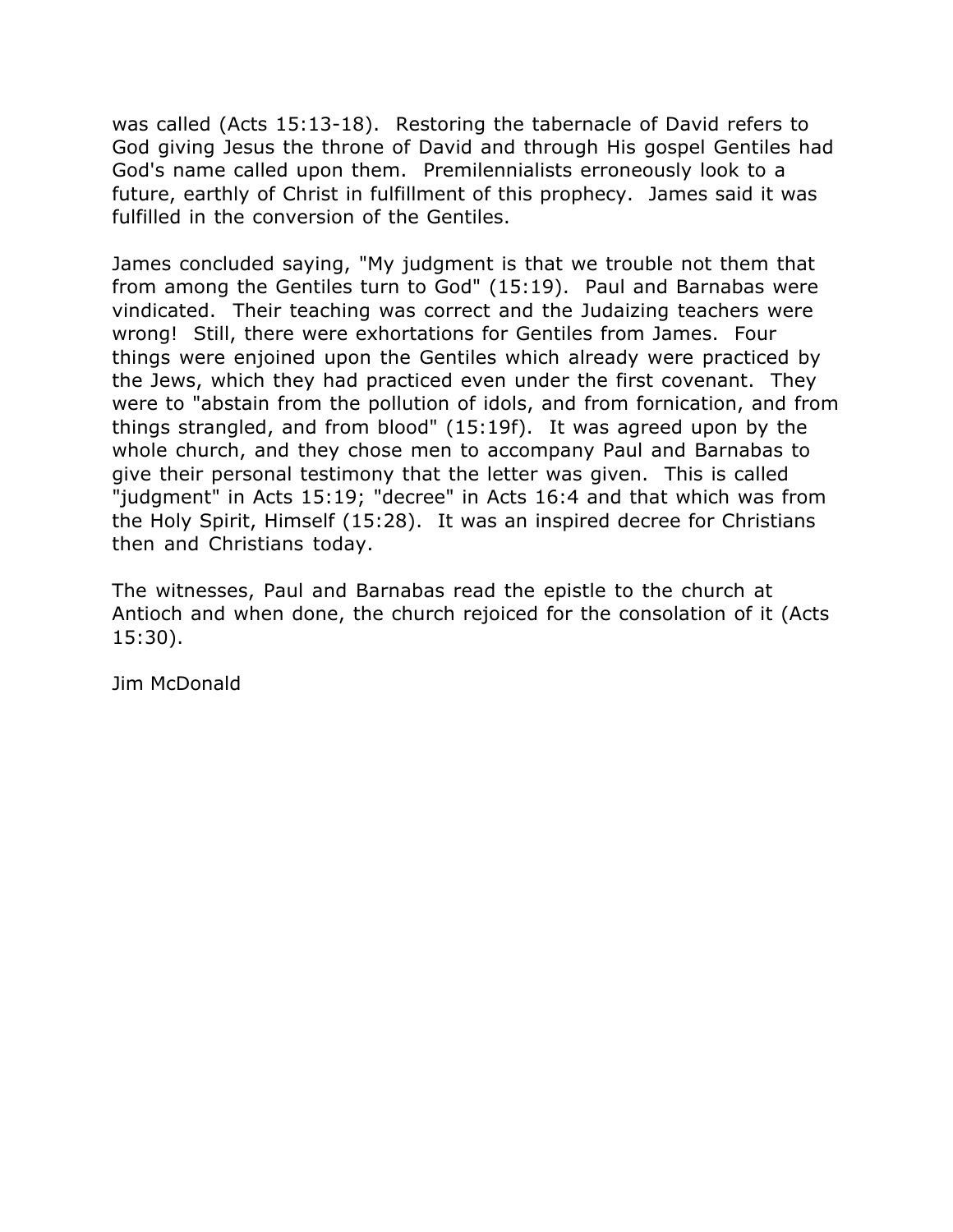was called (Acts 15:13-18). Restoring the tabernacle of David refers to God giving Jesus the throne of David and through His gospel Gentiles had God's name called upon them. Premilennialists erroneously look to a future, earthly of Christ in fulfillment of this prophecy. James said it was fulfilled in the conversion of the Gentiles.

James concluded saying, "My judgment is that we trouble not them that from among the Gentiles turn to God" (15:19). Paul and Barnabas were vindicated. Their teaching was correct and the Judaizing teachers were wrong! Still, there were exhortations for Gentiles from James. Four things were enjoined upon the Gentiles which already were practiced by the Jews, which they had practiced even under the first covenant. They were to "abstain from the pollution of idols, and from fornication, and from things strangled, and from blood" (15:19f). It was agreed upon by the whole church, and they chose men to accompany Paul and Barnabas to give their personal testimony that the letter was given. This is called "judgment" in Acts 15:19; "decree" in Acts 16:4 and that which was from the Holy Spirit, Himself (15:28). It was an inspired decree for Christians then and Christians today.

The witnesses, Paul and Barnabas read the epistle to the church at Antioch and when done, the church rejoiced for the consolation of it (Acts 15:30).

Jim McDonald